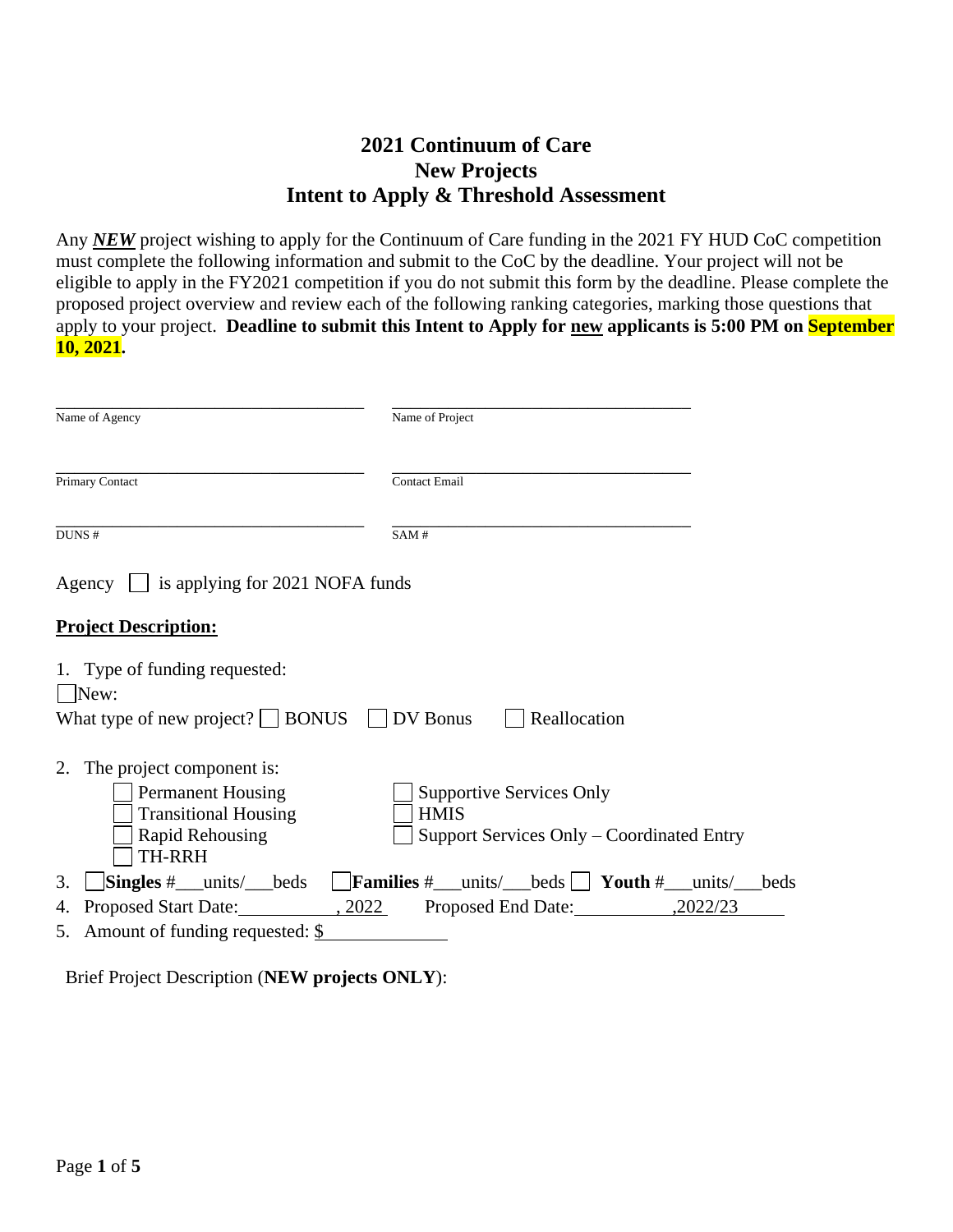# 2021 Continuum of Care
## New Projects
## Intent to Apply & Threshold Assessment

Any ***NEW*** project wishing to apply for the Continuum of Care funding in the 2021 FY HUD CoC competition must complete the following information and submit to the CoC by the deadline. Your project will not be eligible to apply in the FY2021 competition if you do not submit this form by the deadline. Please complete the proposed project overview and review each of the following ranking categories, marking those questions that apply to your project. **Deadline to submit this Intent to Apply for new applicants is 5:00 PM on September 10, 2021.**

\_\_\_\_\_\_\_\_\_\_\_\_\_\_\_\_\_\_\_\_\_\_\_\_\_\_\_\_\_\_\_\_\_\_\_\_\_\_ \_\_\_\_\_\_\_\_\_\_\_\_\_\_\_\_\_\_\_\_\_\_\_\_\_\_\_\_\_\_\_\_\_\_\_\_\_\_
Name of Agency Name of Project

\_\_\_\_\_\_\_\_\_\_\_\_\_\_\_\_\_\_\_\_\_\_\_\_\_\_\_\_\_\_\_\_\_\_\_\_\_\_ \_\_\_\_\_\_\_\_\_\_\_\_\_\_\_\_\_\_\_\_\_\_\_\_\_\_\_\_\_\_\_\_\_\_\_\_\_\_
Primary Contact Contact Email

\_\_\_\_\_\_\_\_\_\_\_\_\_\_\_\_\_\_\_\_\_\_\_\_\_\_\_\_\_\_\_\_\_\_\_\_\_\_ \_\_\_\_\_\_\_\_\_\_\_\_\_\_\_\_\_\_\_\_\_\_\_\_\_\_\_\_\_\_\_\_\_\_\_\_\_\_
DUNS # SAM #

Agency ☐ is applying for 2021 NOFA funds

**Project Description:**

1. Type of funding requested:

☐ New:

What type of new project? ☐ BONUS ☐ DV Bonus ☐ Reallocation

2. The project component is:
   - ☐ Permanent Housing
   - ☐ Transitional Housing
   - ☐ Rapid Rehousing
   - ☐ TH-RRH
   - ☐ Supportive Services Only
   - ☐ HMIS
   - ☐ Support Services Only – Coordinated Entry
3. ☐ **Singles** #\_\_\_units/\_\_\_beds ☐ **Families** #\_\_\_units/\_\_\_beds ☐ **Youth** #\_\_\_units/\_\_\_beds
4. Proposed Start Date:\_\_\_\_\_\_\_\_\_\_\_, 2022 Proposed End Date:\_\_\_\_\_\_\_\_\_\_\_,2022/23
5. Amount of funding requested: $\_\_\_\_\_\_\_\_\_\_\_\_\_\_

Brief Project Description (**NEW projects ONLY**):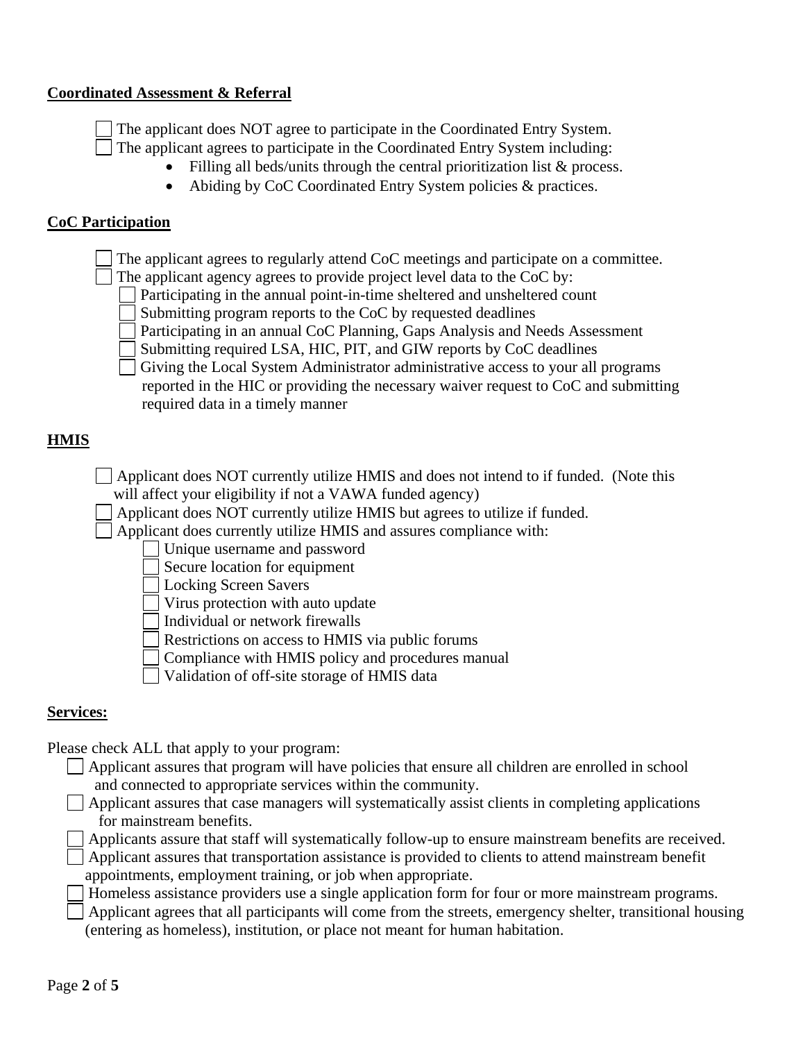**Coordinated Assessment & Referral**

- ☐ The applicant does NOT agree to participate in the Coordinated Entry System.
- ☐ The applicant agrees to participate in the Coordinated Entry System including:
  - Filling all beds/units through the central prioritization list & process.
  - Abiding by CoC Coordinated Entry System policies & practices.

**CoC Participation**

- ☐ The applicant agrees to regularly attend CoC meetings and participate on a committee.
- ☐ The applicant agency agrees to provide project level data to the CoC by:
  - ☐ Participating in the annual point-in-time sheltered and unsheltered count
  - ☐ Submitting program reports to the CoC by requested deadlines
  - ☐ Participating in an annual CoC Planning, Gaps Analysis and Needs Assessment
  - ☐ Submitting required LSA, HIC, PIT, and GIW reports by CoC deadlines
  - ☐ Giving the Local System Administrator administrative access to your all programs reported in the HIC or providing the necessary waiver request to CoC and submitting required data in a timely manner

**HMIS**

- ☐ Applicant does NOT currently utilize HMIS and does not intend to if funded. (Note this will affect your eligibility if not a VAWA funded agency)
- ☐ Applicant does NOT currently utilize HMIS but agrees to utilize if funded.
- ☐ Applicant does currently utilize HMIS and assures compliance with:
  - ☐ Unique username and password
  - ☐ Secure location for equipment
  - ☐ Locking Screen Savers
  - ☐ Virus protection with auto update
  - ☐ Individual or network firewalls
  - ☐ Restrictions on access to HMIS via public forums
  - ☐ Compliance with HMIS policy and procedures manual
  - ☐ Validation of off-site storage of HMIS data

**Services:**

Please check ALL that apply to your program:

- ☐ Applicant assures that program will have policies that ensure all children are enrolled in school and connected to appropriate services within the community.
- ☐ Applicant assures that case managers will systematically assist clients in completing applications for mainstream benefits.
- ☐ Applicants assure that staff will systematically follow-up to ensure mainstream benefits are received.
- ☐ Applicant assures that transportation assistance is provided to clients to attend mainstream benefit appointments, employment training, or job when appropriate.
- ☐ Homeless assistance providers use a single application form for four or more mainstream programs.
- ☐ Applicant agrees that all participants will come from the streets, emergency shelter, transitional housing (entering as homeless), institution, or place not meant for human habitation.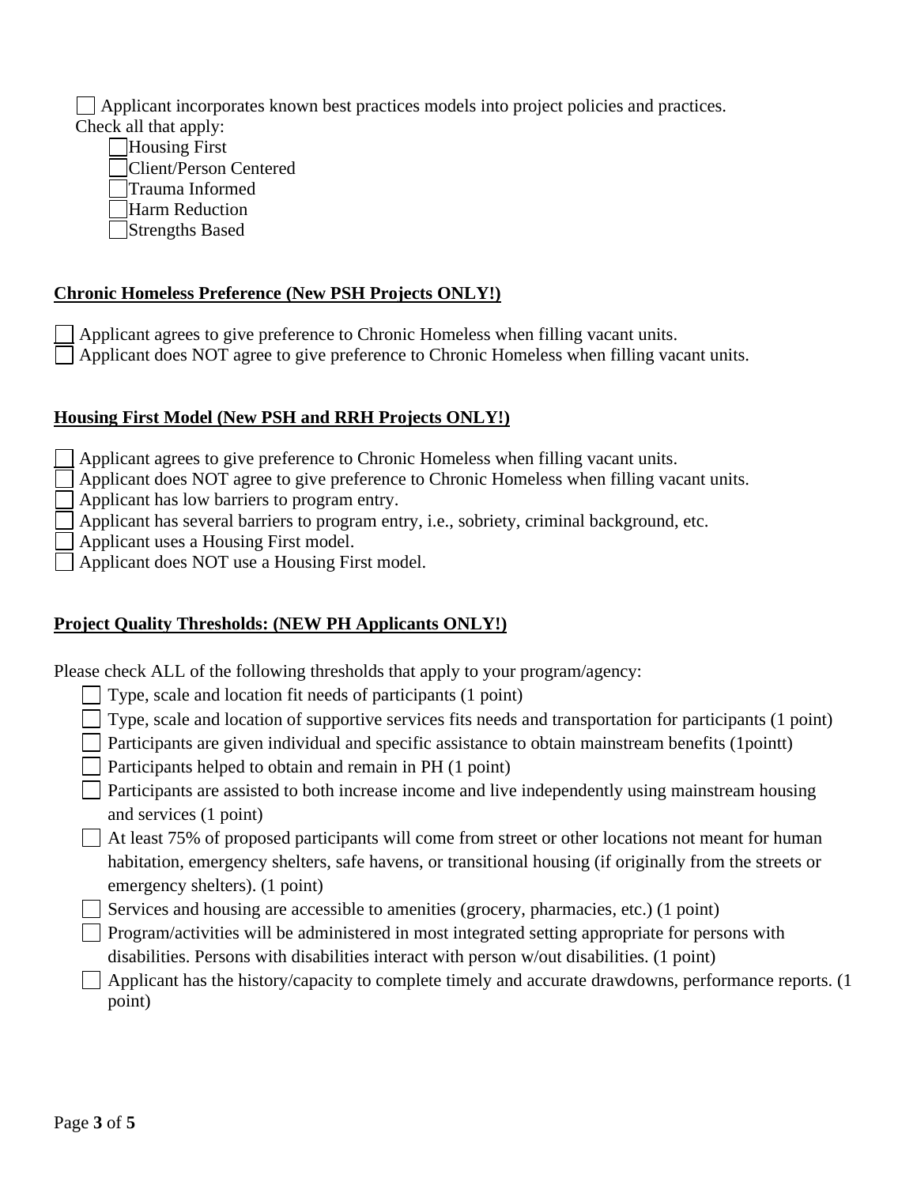- [ ] Applicant incorporates known best practices models into project policies and practices.

Check all that apply:

- [ ] Housing First
- [ ] Client/Person Centered
- [ ] Trauma Informed
- [ ] Harm Reduction
- [ ] Strengths Based

**<u>Chronic Homeless Preference (New PSH Projects ONLY!)</u>**

- [ ] Applicant agrees to give preference to Chronic Homeless when filling vacant units.
- [ ] Applicant does NOT agree to give preference to Chronic Homeless when filling vacant units.

**<u>Housing First Model (New PSH and RRH Projects ONLY!)</u>**

- [ ] Applicant agrees to give preference to Chronic Homeless when filling vacant units.
- [ ] Applicant does NOT agree to give preference to Chronic Homeless when filling vacant units.
- [ ] Applicant has low barriers to program entry.
- [ ] Applicant has several barriers to program entry, i.e., sobriety, criminal background, etc.
- [ ] Applicant uses a Housing First model.
- [ ] Applicant does NOT use a Housing First model.

**<u>Project Quality Thresholds: (NEW PH Applicants ONLY!)</u>**

Please check ALL of the following thresholds that apply to your program/agency:

- [ ] Type, scale and location fit needs of participants (1 point)
- [ ] Type, scale and location of supportive services fits needs and transportation for participants (1 point)
- [ ] Participants are given individual and specific assistance to obtain mainstream benefits (1pointt)
- [ ] Participants helped to obtain and remain in PH (1 point)
- [ ] Participants are assisted to both increase income and live independently using mainstream housing and services (1 point)
- [ ] At least 75% of proposed participants will come from street or other locations not meant for human habitation, emergency shelters, safe havens, or transitional housing (if originally from the streets or emergency shelters). (1 point)
- [ ] Services and housing are accessible to amenities (grocery, pharmacies, etc.) (1 point)
- [ ] Program/activities will be administered in most integrated setting appropriate for persons with disabilities. Persons with disabilities interact with person w/out disabilities. (1 point)
- [ ] Applicant has the history/capacity to complete timely and accurate drawdowns, performance reports. (1 point)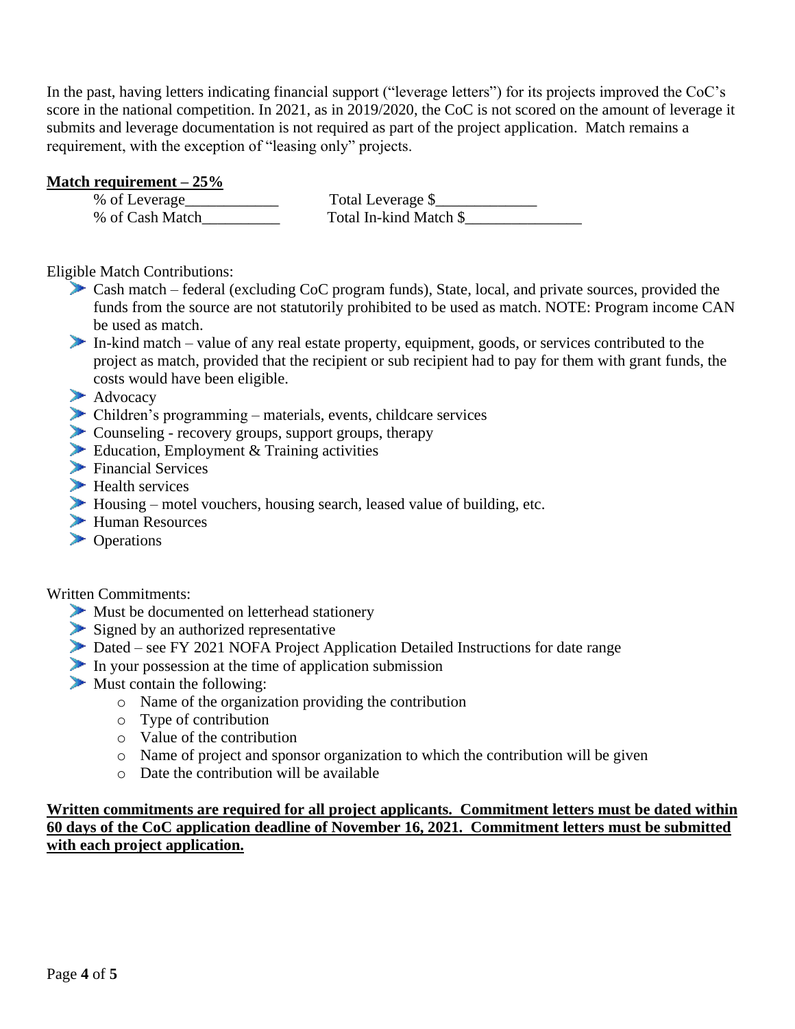In the past, having letters indicating financial support ("leverage letters") for its projects improved the CoC's score in the national competition. In 2021, as in 2019/2020, the CoC is not scored on the amount of leverage it submits and leverage documentation is not required as part of the project application. Match remains a requirement, with the exception of "leasing only" projects.

**<u>Match requirement – 25%</u>**

| | |
|---|---|
| % of Leverage____________ | Total Leverage $_____________ |
| % of Cash Match__________ | Total In-kind Match $_______________ |

Eligible Match Contributions:

- Cash match – federal (excluding CoC program funds), State, local, and private sources, provided the funds from the source are not statutorily prohibited to be used as match. NOTE: Program income CAN be used as match.
- In-kind match – value of any real estate property, equipment, goods, or services contributed to the project as match, provided that the recipient or sub recipient had to pay for them with grant funds, the costs would have been eligible.
- Advocacy
- Children's programming – materials, events, childcare services
- Counseling - recovery groups, support groups, therapy
- Education, Employment & Training activities
- Financial Services
- Health services
- Housing – motel vouchers, housing search, leased value of building, etc.
- Human Resources
- Operations

Written Commitments:

- Must be documented on letterhead stationery
- Signed by an authorized representative
- Dated – see FY 2021 NOFA Project Application Detailed Instructions for date range
- In your possession at the time of application submission
- Must contain the following:
  - Name of the organization providing the contribution
  - Type of contribution
  - Value of the contribution
  - Name of project and sponsor organization to which the contribution will be given
  - Date the contribution will be available

**<u>Written commitments are required for all project applicants. Commitment letters must be dated within 60 days of the CoC application deadline of November 16, 2021. Commitment letters must be submitted with each project application.</u>**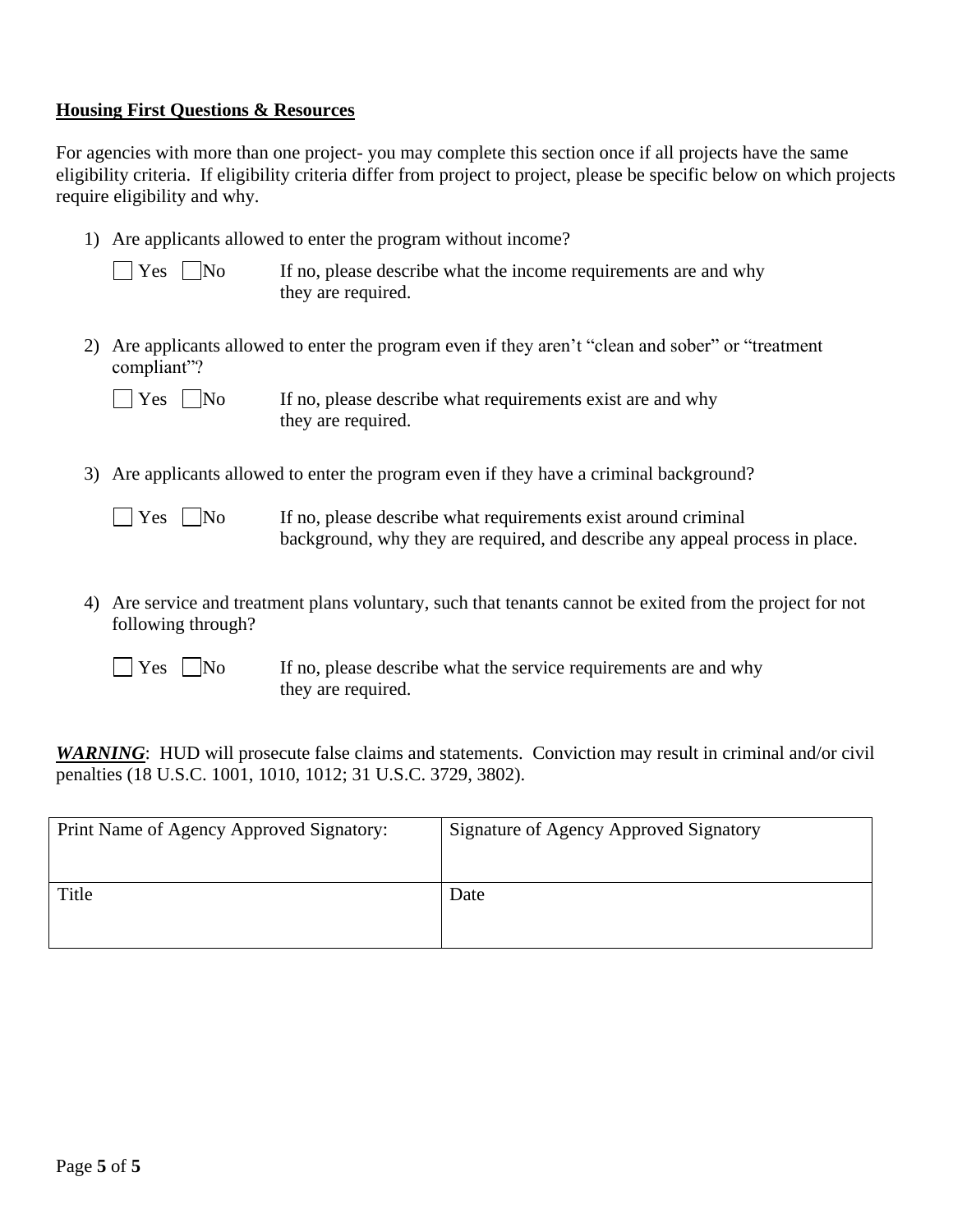**Housing First Questions & Resources**

For agencies with more than one project- you may complete this section once if all projects have the same eligibility criteria. If eligibility criteria differ from project to project, please be specific below on which projects require eligibility and why.

1) Are applicants allowed to enter the program without income?

   ☐ Yes ☐ No   If no, please describe what the income requirements are and why they are required.

2) Are applicants allowed to enter the program even if they aren't "clean and sober" or "treatment compliant"?

   ☐ Yes ☐ No   If no, please describe what requirements exist are and why they are required.

3) Are applicants allowed to enter the program even if they have a criminal background?

   ☐ Yes ☐ No   If no, please describe what requirements exist around criminal background, why they are required, and describe any appeal process in place.

4) Are service and treatment plans voluntary, such that tenants cannot be exited from the project for not following through?

   ☐ Yes ☐ No   If no, please describe what the service requirements are and why they are required.

***WARNING***: HUD will prosecute false claims and statements. Conviction may result in criminal and/or civil penalties (18 U.S.C. 1001, 1010, 1012; 31 U.S.C. 3729, 3802).

| | |
|---|---|
| Print Name of Agency Approved Signatory: | Signature of Agency Approved Signatory |
| Title | Date |